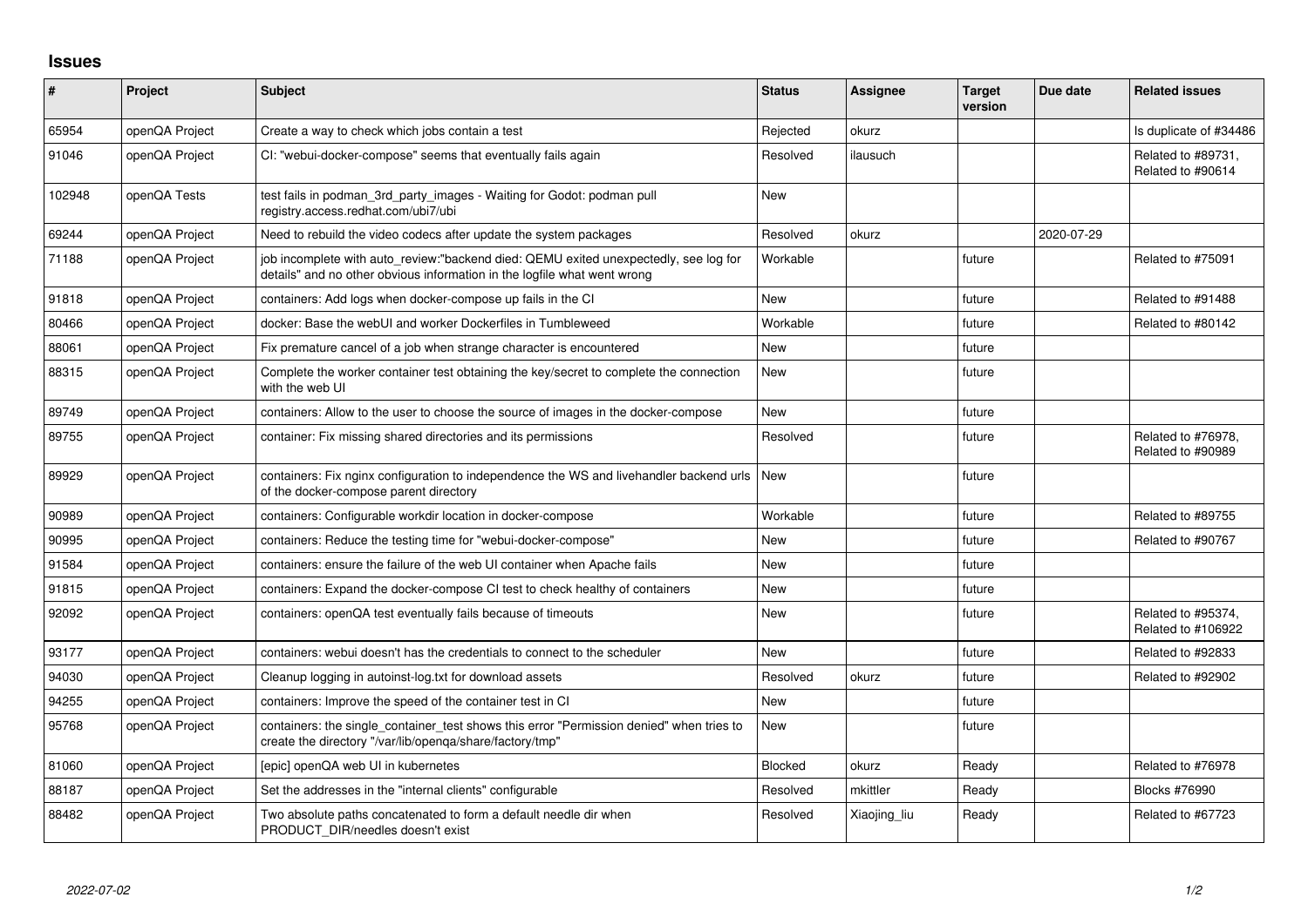# Issues

| # | Project | Subject | Status | Assignee | Target version | Due date | Related issues |
|---|---|---|---|---|---|---|---|
| 65954 | openQA Project | Create a way to check which jobs contain a test | Rejected | okurz | | | Is duplicate of #34486 |
| 91046 | openQA Project | CI: "webui-docker-compose" seems that eventually fails again | Resolved | ilausuch | | | Related to #89731, Related to #90614 |
| 102948 | openQA Tests | test fails in podman_3rd_party_images - Waiting for Godot: podman pull registry.access.redhat.com/ubi7/ubi | New | | | | |
| 69244 | openQA Project | Need to rebuild the video codecs after update the system packages | Resolved | okurz | | 2020-07-29 | |
| 71188 | openQA Project | job incomplete with auto_review:"backend died: QEMU exited unexpectedly, see log for details" and no other obvious information in the logfile what went wrong | Workable | | future | | Related to #75091 |
| 91818 | openQA Project | containers: Add logs when docker-compose up fails in the CI | New | | future | | Related to #91488 |
| 80466 | openQA Project | docker: Base the webUI and worker Dockerfiles in Tumbleweed | Workable | | future | | Related to #80142 |
| 88061 | openQA Project | Fix premature cancel of a job when strange character is encountered | New | | future | | |
| 88315 | openQA Project | Complete the worker container test obtaining the key/secret to complete the connection with the web UI | New | | future | | |
| 89749 | openQA Project | containers: Allow to the user to choose the source of images in the docker-compose | New | | future | | |
| 89755 | openQA Project | container: Fix missing shared directories and its permissions | Resolved | | future | | Related to #76978, Related to #90989 |
| 89929 | openQA Project | containers: Fix nginx configuration to independence the WS and livehandler backend urls of the docker-compose parent directory | New | | future | | |
| 90989 | openQA Project | containers: Configurable workdir location in docker-compose | Workable | | future | | Related to #89755 |
| 90995 | openQA Project | containers: Reduce the testing time for "webui-docker-compose" | New | | future | | Related to #90767 |
| 91584 | openQA Project | containers: ensure the failure of the web UI container when Apache fails | New | | future | | |
| 91815 | openQA Project | containers: Expand the docker-compose CI test to check healthy of containers | New | | future | | |
| 92092 | openQA Project | containers: openQA test eventually fails because of timeouts | New | | future | | Related to #95374, Related to #106922 |
| 93177 | openQA Project | containers: webui doesn't has the credentials to connect to the scheduler | New | | future | | Related to #92833 |
| 94030 | openQA Project | Cleanup logging in autoinst-log.txt for download assets | Resolved | okurz | future | | Related to #92902 |
| 94255 | openQA Project | containers: Improve the speed of the container test in CI | New | | future | | |
| 95768 | openQA Project | containers: the single_container_test shows this error "Permission denied" when tries to create the directory "/var/lib/openqa/share/factory/tmp" | New | | future | | |
| 81060 | openQA Project | [epic] openQA web UI in kubernetes | Blocked | okurz | Ready | | Related to #76978 |
| 88187 | openQA Project | Set the addresses in the "internal clients" configurable | Resolved | mkittler | Ready | | Blocks #76990 |
| 88482 | openQA Project | Two absolute paths concatenated to form a default needle dir when PRODUCT_DIR/needles doesn't exist | Resolved | Xiaojing_liu | Ready | | Related to #67723 |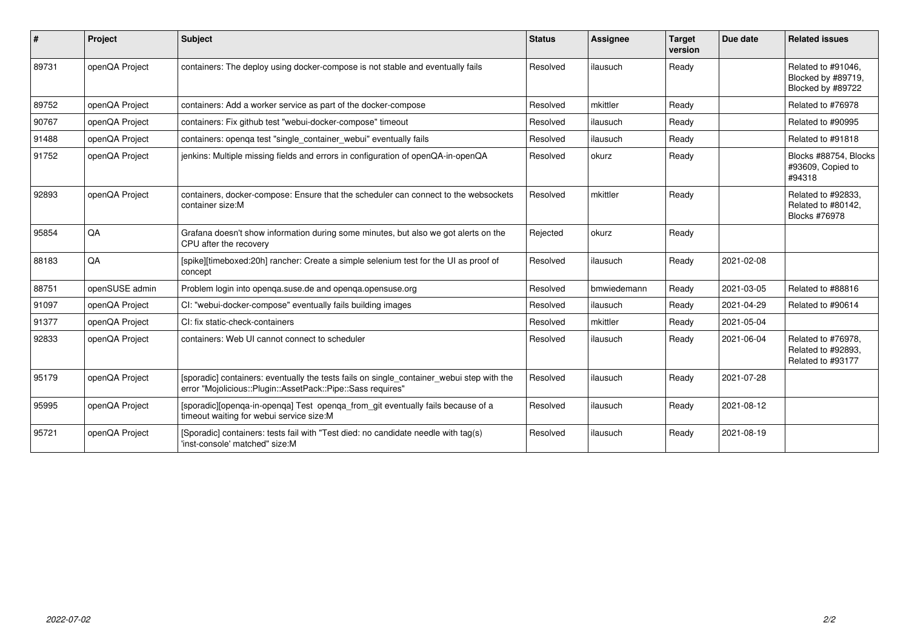| # | Project | Subject | Status | Assignee | Target version | Due date | Related issues |
|---|---|---|---|---|---|---|---|
| 89731 | openQA Project | containers: The deploy using docker-compose is not stable and eventually fails | Resolved | ilausuch | Ready | | Related to #91046, Blocked by #89719, Blocked by #89722 |
| 89752 | openQA Project | containers: Add a worker service as part of the docker-compose | Resolved | mkittler | Ready | | Related to #76978 |
| 90767 | openQA Project | containers: Fix github test "webui-docker-compose" timeout | Resolved | ilausuch | Ready | | Related to #90995 |
| 91488 | openQA Project | containers: openqa test "single_container_webui" eventually fails | Resolved | ilausuch | Ready | | Related to #91818 |
| 91752 | openQA Project | jenkins: Multiple missing fields and errors in configuration of openQA-in-openQA | Resolved | okurz | Ready | | Blocks #88754, Blocks #93609, Copied to #94318 |
| 92893 | openQA Project | containers, docker-compose: Ensure that the scheduler can connect to the websockets container size:M | Resolved | mkittler | Ready | | Related to #92833, Related to #80142, Blocks #76978 |
| 95854 | QA | Grafana doesn't show information during some minutes, but also we got alerts on the CPU after the recovery | Rejected | okurz | Ready | | |
| 88183 | QA | [spike][timeboxed:20h] rancher: Create a simple selenium test for the UI as proof of concept | Resolved | ilausuch | Ready | 2021-02-08 | |
| 88751 | openSUSE admin | Problem login into openqa.suse.de and openqa.opensuse.org | Resolved | bmwiedemann | Ready | 2021-03-05 | Related to #88816 |
| 91097 | openQA Project | CI: "webui-docker-compose" eventually fails building images | Resolved | ilausuch | Ready | 2021-04-29 | Related to #90614 |
| 91377 | openQA Project | CI: fix static-check-containers | Resolved | mkittler | Ready | 2021-05-04 | |
| 92833 | openQA Project | containers: Web UI cannot connect to scheduler | Resolved | ilausuch | Ready | 2021-06-04 | Related to #76978, Related to #92893, Related to #93177 |
| 95179 | openQA Project | [sporadic] containers: eventually the tests fails on single_container_webui step with the error "Mojolicious::Plugin::AssetPack::Pipe::Sass requires" | Resolved | ilausuch | Ready | 2021-07-28 | |
| 95995 | openQA Project | [sporadic][openqa-in-openqa] Test openqa_from_git eventually fails because of a timeout waiting for webui service size:M | Resolved | ilausuch | Ready | 2021-08-12 | |
| 95721 | openQA Project | [Sporadic] containers: tests fail with "Test died: no candidate needle with tag(s) 'inst-console' matched" size:M | Resolved | ilausuch | Ready | 2021-08-19 | |